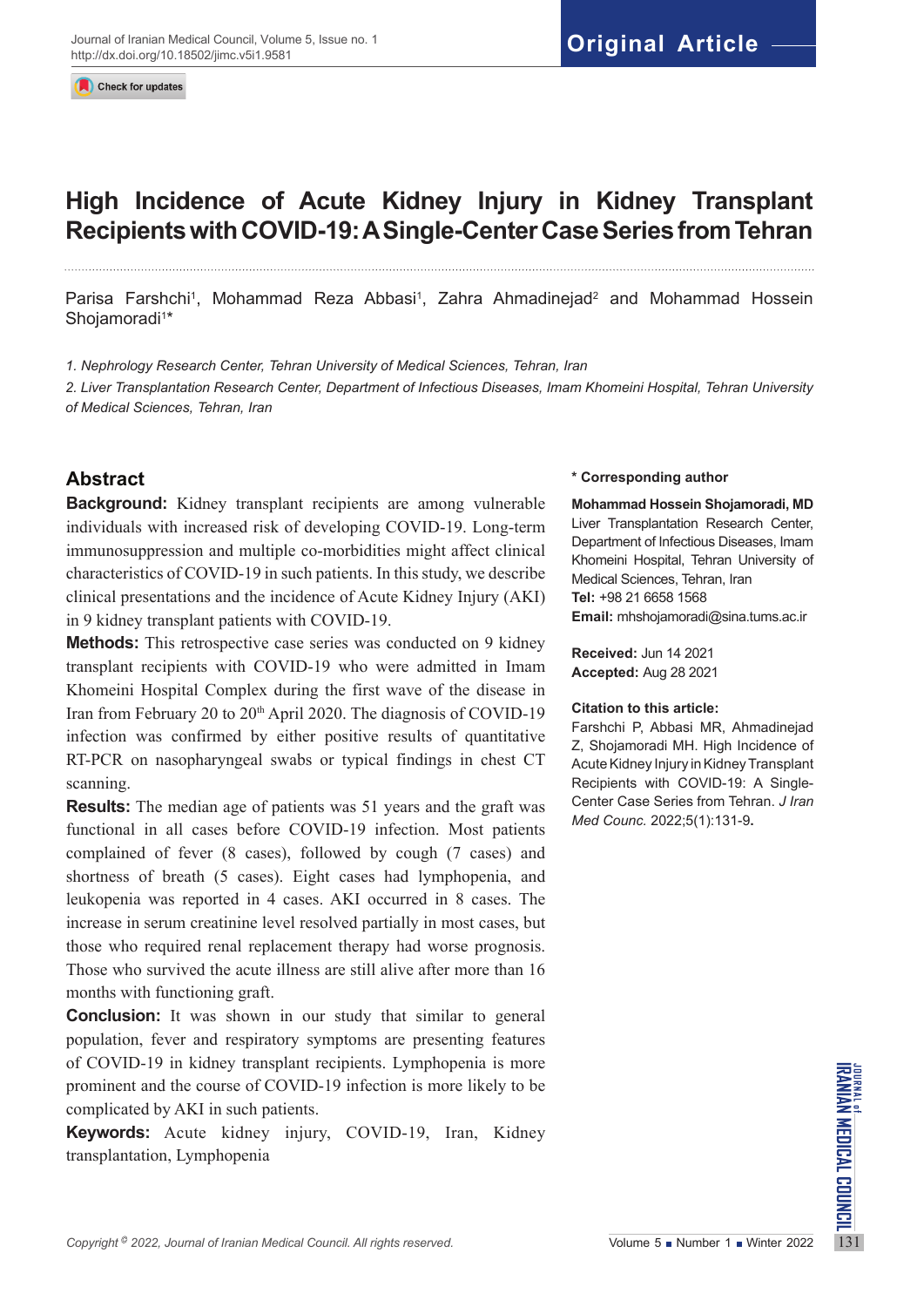Original Article

# High Incidence of Acute Kidney Injury in Kidney Transplant Recipients with COVID-19: A Single-Center Case Series from Tehran

Parisa Farshchi[1], Mohammad Reza Abbasi[1], Zahra Ahmadinejad[2] and Mohammad Hossein Shojamoradi[1]*

*1. Nephrology Research Center, Tehran University of Medical Sciences, Tehran, Iran*

*2. Liver Transplantation Research Center, Department of Infectious Diseases, Imam Khomeini Hospital, Tehran University of Medical Sciences, Tehran, Iran*

## Abstract

**Background:** Kidney transplant recipients are among vulnerable individuals with increased risk of developing COVID-19. Long-term immunosuppression and multiple co-morbidities might affect clinical characteristics of COVID-19 in such patients. In this study, we describe clinical presentations and the incidence of Acute Kidney Injury (AKI) in 9 kidney transplant patients with COVID-19.

**Methods:** This retrospective case series was conducted on 9 kidney transplant recipients with COVID-19 who were admitted in Imam Khomeini Hospital Complex during the first wave of the disease in Iran from February 20 to 20th April 2020. The diagnosis of COVID-19 infection was confirmed by either positive results of quantitative RT-PCR on nasopharyngeal swabs or typical findings in chest CT scanning.

**Results:** The median age of patients was 51 years and the graft was functional in all cases before COVID-19 infection. Most patients complained of fever (8 cases), followed by cough (7 cases) and shortness of breath (5 cases). Eight cases had lymphopenia, and leukopenia was reported in 4 cases. AKI occurred in 8 cases. The increase in serum creatinine level resolved partially in most cases, but those who required renal replacement therapy had worse prognosis. Those who survived the acute illness are still alive after more than 16 months with functioning graft.

**Conclusion:** It was shown in our study that similar to general population, fever and respiratory symptoms are presenting features of COVID-19 in kidney transplant recipients. Lymphopenia is more prominent and the course of COVID-19 infection is more likely to be complicated by AKI in such patients.

**Keywords:** Acute kidney injury, COVID-19, Iran, Kidney transplantation, Lymphopenia

**\* Corresponding author**

**Mohammad Hossein Shojamoradi, MD**
Liver Transplantation Research Center, Department of Infectious Diseases, Imam Khomeini Hospital, Tehran University of Medical Sciences, Tehran, Iran
**Tel:** +98 21 6658 1568
**Email:** mhshojamoradi@sina.tums.ac.ir

**Received:** Jun 14 2021
**Accepted:** Aug 28 2021

**Citation to this article:**
Farshchi P, Abbasi MR, Ahmadinejad Z, Shojamoradi MH. High Incidence of Acute Kidney Injury in Kidney Transplant Recipients with COVID-19: A Single-Center Case Series from Tehran. *J Iran Med Counc.* 2022;5(1):131-9.

*Copyright © 2022, Journal of Iranian Medical Council. All rights reserved.*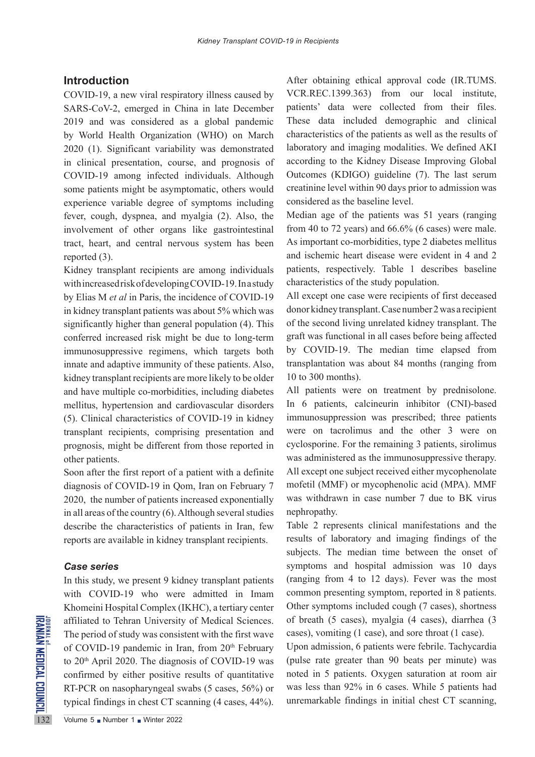## Introduction

COVID-19, a new viral respiratory illness caused by SARS-CoV-2, emerged in China in late December 2019 and was considered as a global pandemic by World Health Organization (WHO) on March 2020 (1). Significant variability was demonstrated in clinical presentation, course, and prognosis of COVID-19 among infected individuals. Although some patients might be asymptomatic, others would experience variable degree of symptoms including fever, cough, dyspnea, and myalgia (2). Also, the involvement of other organs like gastrointestinal tract, heart, and central nervous system has been reported (3).

Kidney transplant recipients are among individuals with increased risk of developing COVID-19. In a study by Elias M *et al* in Paris, the incidence of COVID-19 in kidney transplant patients was about 5% which was significantly higher than general population (4). This conferred increased risk might be due to long-term immunosuppressive regimens, which targets both innate and adaptive immunity of these patients. Also, kidney transplant recipients are more likely to be older and have multiple co-morbidities, including diabetes mellitus, hypertension and cardiovascular disorders (5). Clinical characteristics of COVID-19 in kidney transplant recipients, comprising presentation and prognosis, might be different from those reported in other patients.

Soon after the first report of a patient with a definite diagnosis of COVID-19 in Qom, Iran on February 7 2020, the number of patients increased exponentially in all areas of the country (6). Although several studies describe the characteristics of patients in Iran, few reports are available in kidney transplant recipients.

### *Case series*

In this study, we present 9 kidney transplant patients with COVID-19 who were admitted in Imam Khomeini Hospital Complex (IKHC), a tertiary center affiliated to Tehran University of Medical Sciences. The period of study was consistent with the first wave of COVID-19 pandemic in Iran, from 20th February to 20th April 2020. The diagnosis of COVID-19 was confirmed by either positive results of quantitative RT-PCR on nasopharyngeal swabs (5 cases, 56%) or typical findings in chest CT scanning (4 cases, 44%).

After obtaining ethical approval code (IR.TUMS.VCR.REC.1399.363) from our local institute, patients' data were collected from their files. These data included demographic and clinical characteristics of the patients as well as the results of laboratory and imaging modalities. We defined AKI according to the Kidney Disease Improving Global Outcomes (KDIGO) guideline (7). The last serum creatinine level within 90 days prior to admission was considered as the baseline level.

Median age of the patients was 51 years (ranging from 40 to 72 years) and 66.6% (6 cases) were male. As important co-morbidities, type 2 diabetes mellitus and ischemic heart disease were evident in 4 and 2 patients, respectively. Table 1 describes baseline characteristics of the study population.

All except one case were recipients of first deceased donor kidney transplant. Case number 2 was a recipient of the second living unrelated kidney transplant. The graft was functional in all cases before being affected by COVID-19. The median time elapsed from transplantation was about 84 months (ranging from 10 to 300 months).

All patients were on treatment by prednisolone. In 6 patients, calcineurin inhibitor (CNI)-based immunosuppression was prescribed; three patients were on tacrolimus and the other 3 were on cyclosporine. For the remaining 3 patients, sirolimus was administered as the immunosuppressive therapy. All except one subject received either mycophenolate mofetil (MMF) or mycophenolic acid (MPA). MMF was withdrawn in case number 7 due to BK virus nephropathy.

Table 2 represents clinical manifestations and the results of laboratory and imaging findings of the subjects. The median time between the onset of symptoms and hospital admission was 10 days (ranging from 4 to 12 days). Fever was the most common presenting symptom, reported in 8 patients. Other symptoms included cough (7 cases), shortness of breath (5 cases), myalgia (4 cases), diarrhea (3 cases), vomiting (1 case), and sore throat (1 case).

Upon admission, 6 patients were febrile. Tachycardia (pulse rate greater than 90 beats per minute) was noted in 5 patients. Oxygen saturation at room air was less than 92% in 6 cases. While 5 patients had unremarkable findings in initial chest CT scanning,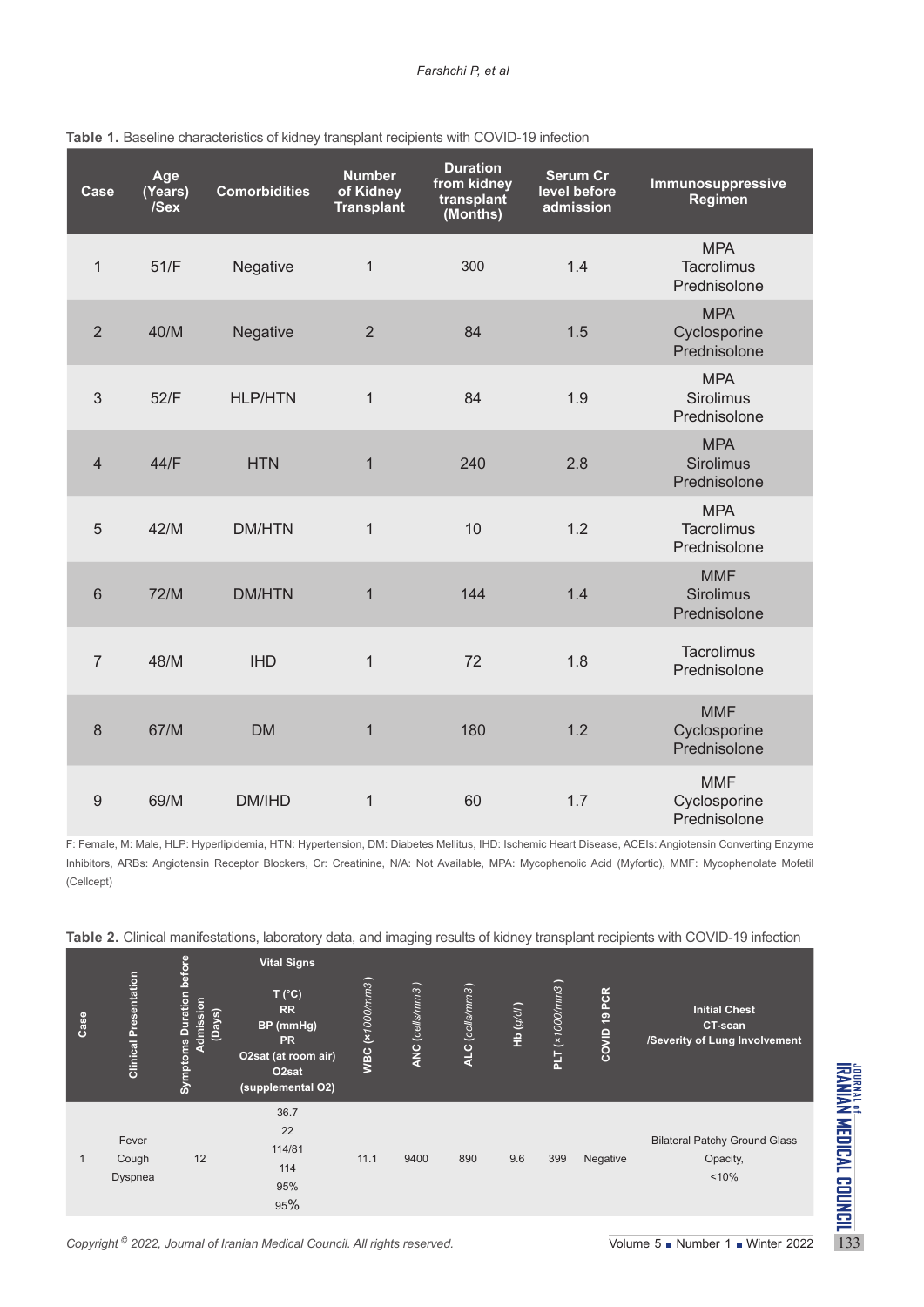**Table 1.** Baseline characteristics of kidney transplant recipients with COVID-19 infection

| Case | Age (Years) /Sex | Comorbidities | Number of Kidney Transplant | Duration from kidney transplant (Months) | Serum Cr level before admission | Immunosuppressive Regimen |
|---|---|---|---|---|---|---|
| 1 | 51/F | Negative | 1 | 300 | 1.4 | MPA Tacrolimus Prednisolone |
| 2 | 40/M | Negative | 2 | 84 | 1.5 | MPA Cyclosporine Prednisolone |
| 3 | 52/F | HLP/HTN | 1 | 84 | 1.9 | MPA Sirolimus Prednisolone |
| 4 | 44/F | HTN | 1 | 240 | 2.8 | MPA Sirolimus Prednisolone |
| 5 | 42/M | DM/HTN | 1 | 10 | 1.2 | MPA Tacrolimus Prednisolone |
| 6 | 72/M | DM/HTN | 1 | 144 | 1.4 | MMF Sirolimus Prednisolone |
| 7 | 48/M | IHD | 1 | 72 | 1.8 | Tacrolimus Prednisolone |
| 8 | 67/M | DM | 1 | 180 | 1.2 | MMF Cyclosporine Prednisolone |
| 9 | 69/M | DM/IHD | 1 | 60 | 1.7 | MMF Cyclosporine Prednisolone |

F: Female, M: Male, HLP: Hyperlipidemia, HTN: Hypertension, DM: Diabetes Mellitus, IHD: Ischemic Heart Disease, ACEIs: Angiotensin Converting Enzyme Inhibitors, ARBs: Angiotensin Receptor Blockers, Cr: Creatinine, N/A: Not Available, MPA: Mycophenolic Acid (Myfortic), MMF: Mycophenolate Mofetil (Cellcept)

**Table 2.** Clinical manifestations, laboratory data, and imaging results of kidney transplant recipients with COVID-19 infection

| Case | Clinical Presentation | Symptoms Duration before Admission (Days) | Vital Signs T (°C) RR BP (mmHg) PR O2sat (at room air) O2sat (supplemental O2) | WBC (×1000/mm3) | ANC (cells/mm3) | ALC (cells/mm3) | Hb (g/dl) | PLT (×1000/mm3) | COVID 19 PCR | Initial Chest CT-scan /Severity of Lung Involvement |
|---|---|---|---|---|---|---|---|---|---|---|
| 1 | Fever Cough Dyspnea | 12 | 36.7 22 114/81 114 95% 95% | 11.1 | 9400 | 890 | 9.6 | 399 | Negative | Bilateral Patchy Ground Glass Opacity, <10% |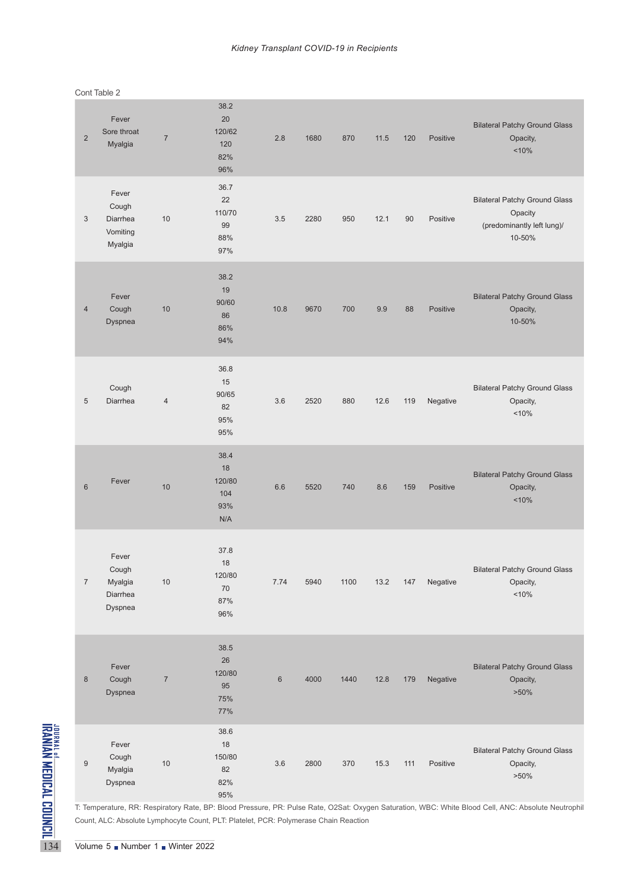Cont Table 2

| | | | | | | | | | | |
|---|---|---|---|---|---|---|---|---|---|---|
| 2 | Fever<br>Sore throat<br>Myalgia | 7 | 38.2<br>20<br>120/62<br>120<br>82%<br>96% | 2.8 | 1680 | 870 | 11.5 | 120 | Positive | Bilateral Patchy Ground Glass Opacity,<br><10% |
| 3 | Fever<br>Cough<br>Diarrhea<br>Vomiting<br>Myalgia | 10 | 36.7<br>22<br>110/70<br>99<br>88%<br>97% | 3.5 | 2280 | 950 | 12.1 | 90 | Positive | Bilateral Patchy Ground Glass Opacity<br>(predominantly left lung)/<br>10-50% |
| 4 | Fever<br>Cough<br>Dyspnea | 10 | 38.2<br>19<br>90/60<br>86<br>86%<br>94% | 10.8 | 9670 | 700 | 9.9 | 88 | Positive | Bilateral Patchy Ground Glass Opacity,<br>10-50% |
| 5 | Cough<br>Diarrhea | 4 | 36.8<br>15<br>90/65<br>82<br>95%<br>95% | 3.6 | 2520 | 880 | 12.6 | 119 | Negative | Bilateral Patchy Ground Glass Opacity,<br><10% |
| 6 | Fever | 10 | 38.4<br>18<br>120/80<br>104<br>93%<br>N/A | 6.6 | 5520 | 740 | 8.6 | 159 | Positive | Bilateral Patchy Ground Glass Opacity,<br><10% |
| 7 | Fever<br>Cough<br>Myalgia<br>Diarrhea<br>Dyspnea | 10 | 37.8<br>18<br>120/80<br>70<br>87%<br>96% | 7.74 | 5940 | 1100 | 13.2 | 147 | Negative | Bilateral Patchy Ground Glass Opacity,<br><10% |
| 8 | Fever<br>Cough<br>Dyspnea | 7 | 38.5<br>26<br>120/80<br>95<br>75%<br>77% | 6 | 4000 | 1440 | 12.8 | 179 | Negative | Bilateral Patchy Ground Glass Opacity,<br>>50% |
| 9 | Fever<br>Cough<br>Myalgia<br>Dyspnea | 10 | 38.6<br>18<br>150/80<br>82<br>82%<br>95% | 3.6 | 2800 | 370 | 15.3 | 111 | Positive | Bilateral Patchy Ground Glass Opacity,<br>>50% |

T: Temperature, RR: Respiratory Rate, BP: Blood Pressure, PR: Pulse Rate, O2Sat: Oxygen Saturation, WBC: White Blood Cell, ANC: Absolute Neutrophil Count, ALC: Absolute Lymphocyte Count, PLT: Platelet, PCR: Polymerase Chain Reaction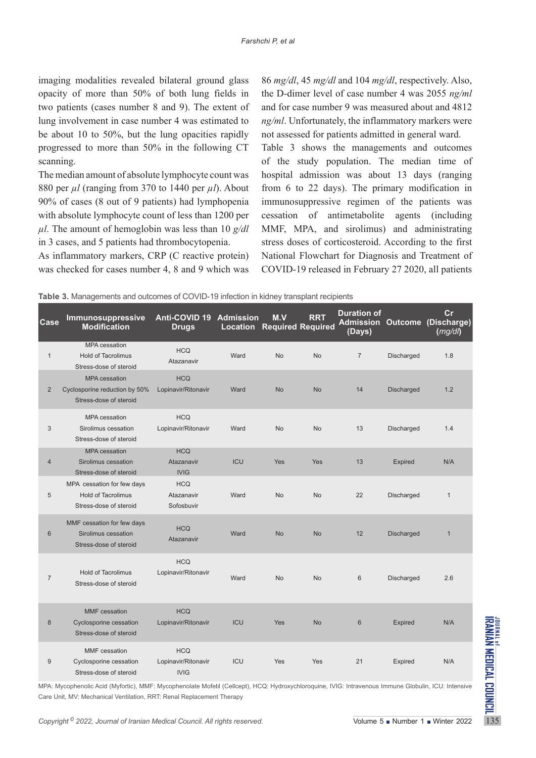imaging modalities revealed bilateral ground glass opacity of more than 50% of both lung fields in two patients (cases number 8 and 9). The extent of lung involvement in case number 4 was estimated to be about 10 to 50%, but the lung opacities rapidly progressed to more than 50% in the following CT scanning.

The median amount of absolute lymphocyte count was 880 per *μl* (ranging from 370 to 1440 per *μl*). About 90% of cases (8 out of 9 patients) had lymphopenia with absolute lymphocyte count of less than 1200 per *μl*. The amount of hemoglobin was less than 10 *g/dl* in 3 cases, and 5 patients had thrombocytopenia.

As inflammatory markers, CRP (C reactive protein) was checked for cases number 4, 8 and 9 which was 86 *mg/dl*, 45 *mg/dl* and 104 *mg/dl*, respectively. Also, the D-dimer level of case number 4 was 2055 *ng/ml* and for case number 9 was measured about and 4812 *ng/ml*. Unfortunately, the inflammatory markers were not assessed for patients admitted in general ward.

Table 3 shows the managements and outcomes of the study population. The median time of hospital admission was about 13 days (ranging from 6 to 22 days). The primary modification in immunosuppressive regimen of the patients was cessation of antimetabolite agents (including MMF, MPA, and sirolimus) and administrating stress doses of corticosteroid. According to the first National Flowchart for Diagnosis and Treatment of COVID-19 released in February 27 2020, all patients

**Table 3.** Managements and outcomes of COVID-19 infection in kidney transplant recipients

| Case | Immunosuppressive Modification | Anti-COVID 19 Drugs | Admission Location | M.V Required | RRT Required | Duration of Admission (Days) | Outcome | Cr (Discharge) (*mg/dl*) |
|---|---|---|---|---|---|---|---|---|
| 1 | MPA cessation<br>Hold of Tacrolimus<br>Stress-dose of steroid | HCQ<br>Atazanavir | Ward | No | No | 7 | Discharged | 1.8 |
| 2 | MPA cessation<br>Cyclosporine reduction by 50%<br>Stress-dose of steroid | HCQ<br>Lopinavir/Ritonavir | Ward | No | No | 14 | Discharged | 1.2 |
| 3 | MPA cessation<br>Sirolimus cessation<br>Stress-dose of steroid | HCQ<br>Lopinavir/Ritonavir | Ward | No | No | 13 | Discharged | 1.4 |
| 4 | MPA cessation<br>Sirolimus cessation<br>Stress-dose of steroid | HCQ<br>Atazanavir<br>IVIG | ICU | Yes | Yes | 13 | Expired | N/A |
| 5 | MPA cessation for few days<br>Hold of Tacrolimus<br>Stress-dose of steroid | HCQ<br>Atazanavir<br>Sofosbuvir | Ward | No | No | 22 | Discharged | 1 |
| 6 | MMF cessation for few days<br>Sirolimus cessation<br>Stress-dose of steroid | HCQ<br>Atazanavir | Ward | No | No | 12 | Discharged | 1 |
| 7 | Hold of Tacrolimus<br>Stress-dose of steroid | HCQ<br>Lopinavir/Ritonavir | Ward | No | No | 6 | Discharged | 2.6 |
| 8 | MMF cessation<br>Cyclosporine cessation<br>Stress-dose of steroid | HCQ<br>Lopinavir/Ritonavir | ICU | Yes | No | 6 | Expired | N/A |
| 9 | MMF cessation<br>Cyclosporine cessation<br>Stress-dose of steroid | HCQ<br>Lopinavir/Ritonavir<br>IVIG | ICU | Yes | Yes | 21 | Expired | N/A |

MPA: Mycophenolic Acid (Myfortic), MMF: Mycophenolate Mofetil (Cellcept), HCQ: Hydroxychloroquine, IVIG: Intravenous Immune Globulin, ICU: Intensive Care Unit, MV: Mechanical Ventilation, RRT: Renal Replacement Therapy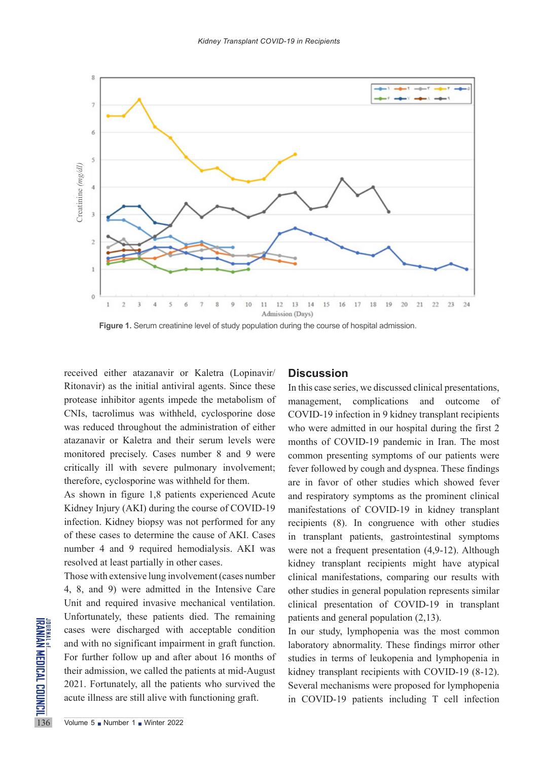Figure 1. Serum creatinine level of study population during the course of hospital admission.

received either atazanavir or Kaletra (Lopinavir/Ritonavir) as the initial antiviral agents. Since these protease inhibitor agents impede the metabolism of CNIs, tacrolimus was withheld, cyclosporine dose was reduced throughout the administration of either atazanavir or Kaletra and their serum levels were monitored precisely. Cases number 8 and 9 were critically ill with severe pulmonary involvement; therefore, cyclosporine was withheld for them.

As shown in figure 1,8 patients experienced Acute Kidney Injury (AKI) during the course of COVID-19 infection. Kidney biopsy was not performed for any of these cases to determine the cause of AKI. Cases number 4 and 9 required hemodialysis. AKI was resolved at least partially in other cases.

Those with extensive lung involvement (cases number 4, 8, and 9) were admitted in the Intensive Care Unit and required invasive mechanical ventilation. Unfortunately, these patients died. The remaining cases were discharged with acceptable condition and with no significant impairment in graft function. For further follow up and after about 16 months of their admission, we called the patients at mid-August 2021. Fortunately, all the patients who survived the acute illness are still alive with functioning graft.

## Discussion

In this case series, we discussed clinical presentations, management, complications and outcome of COVID-19 infection in 9 kidney transplant recipients who were admitted in our hospital during the first 2 months of COVID-19 pandemic in Iran. The most common presenting symptoms of our patients were fever followed by cough and dyspnea. These findings are in favor of other studies which showed fever and respiratory symptoms as the prominent clinical manifestations of COVID-19 in kidney transplant recipients (8). In congruence with other studies in transplant patients, gastrointestinal symptoms were not a frequent presentation (4,9-12). Although kidney transplant recipients might have atypical clinical manifestations, comparing our results with other studies in general population represents similar clinical presentation of COVID-19 in transplant patients and general population (2,13).

In our study, lymphopenia was the most common laboratory abnormality. These findings mirror other studies in terms of leukopenia and lymphopenia in kidney transplant recipients with COVID-19 (8-12). Several mechanisms were proposed for lymphopenia in COVID-19 patients including T cell infection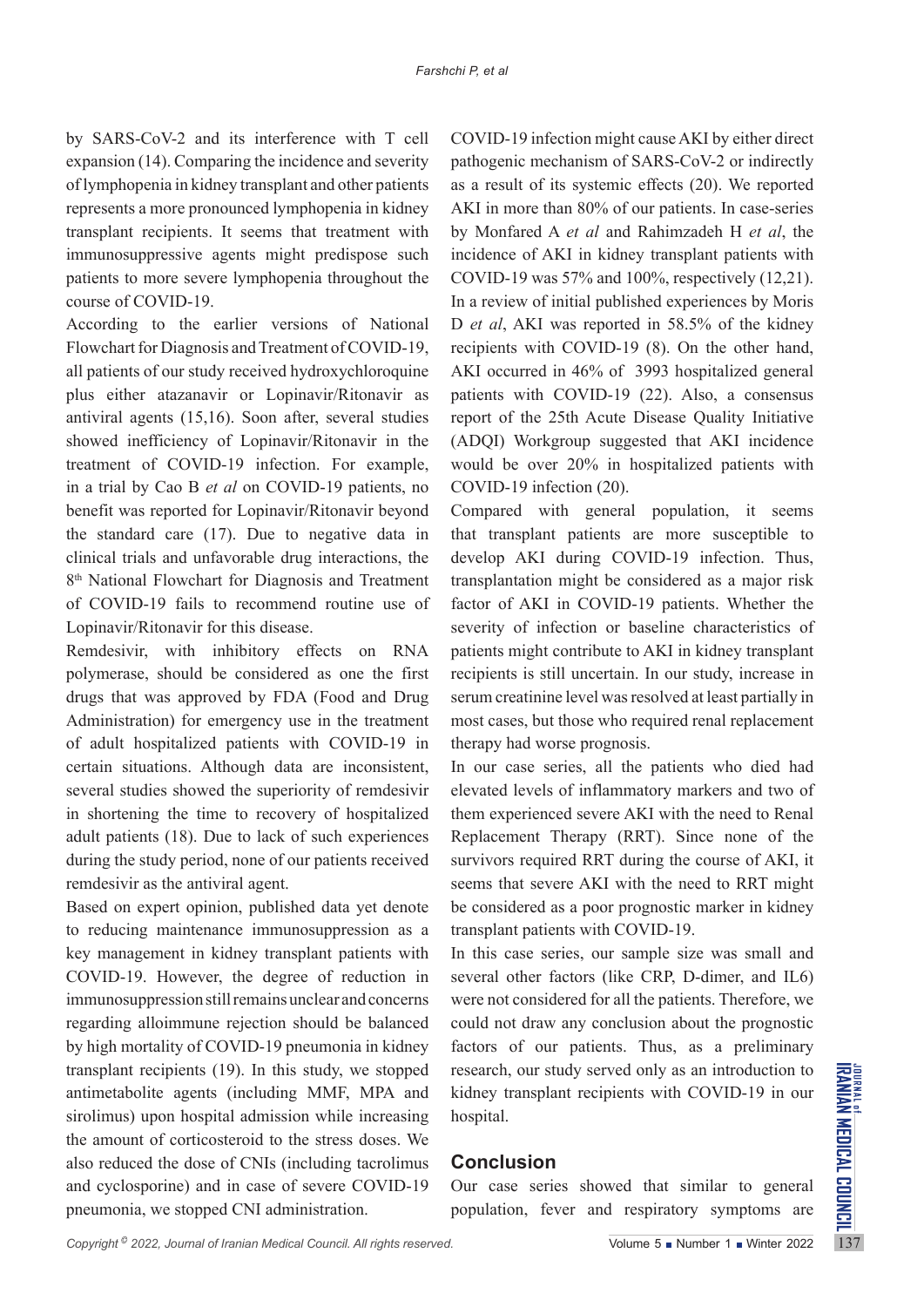by SARS-CoV-2 and its interference with T cell expansion (14). Comparing the incidence and severity of lymphopenia in kidney transplant and other patients represents a more pronounced lymphopenia in kidney transplant recipients. It seems that treatment with immunosuppressive agents might predispose such patients to more severe lymphopenia throughout the course of COVID-19.

According to the earlier versions of National Flowchart for Diagnosis and Treatment of COVID-19, all patients of our study received hydroxychloroquine plus either atazanavir or Lopinavir/Ritonavir as antiviral agents (15,16). Soon after, several studies showed inefficiency of Lopinavir/Ritonavir in the treatment of COVID-19 infection. For example, in a trial by Cao B *et al* on COVID-19 patients, no benefit was reported for Lopinavir/Ritonavir beyond the standard care (17). Due to negative data in clinical trials and unfavorable drug interactions, the 8th National Flowchart for Diagnosis and Treatment of COVID-19 fails to recommend routine use of Lopinavir/Ritonavir for this disease.

Remdesivir, with inhibitory effects on RNA polymerase, should be considered as one the first drugs that was approved by FDA (Food and Drug Administration) for emergency use in the treatment of adult hospitalized patients with COVID-19 in certain situations. Although data are inconsistent, several studies showed the superiority of remdesivir in shortening the time to recovery of hospitalized adult patients (18). Due to lack of such experiences during the study period, none of our patients received remdesivir as the antiviral agent.

Based on expert opinion, published data yet denote to reducing maintenance immunosuppression as a key management in kidney transplant patients with COVID-19. However, the degree of reduction in immunosuppression still remains unclear and concerns regarding alloimmune rejection should be balanced by high mortality of COVID-19 pneumonia in kidney transplant recipients (19). In this study, we stopped antimetabolite agents (including MMF, MPA and sirolimus) upon hospital admission while increasing the amount of corticosteroid to the stress doses. We also reduced the dose of CNIs (including tacrolimus and cyclosporine) and in case of severe COVID-19 pneumonia, we stopped CNI administration.

COVID-19 infection might cause AKI by either direct pathogenic mechanism of SARS-CoV-2 or indirectly as a result of its systemic effects (20). We reported AKI in more than 80% of our patients. In case-series by Monfared A *et al* and Rahimzadeh H *et al*, the incidence of AKI in kidney transplant patients with COVID-19 was 57% and 100%, respectively (12,21). In a review of initial published experiences by Moris D *et al*, AKI was reported in 58.5% of the kidney recipients with COVID-19 (8). On the other hand, AKI occurred in 46% of 3993 hospitalized general patients with COVID-19 (22). Also, a consensus report of the 25th Acute Disease Quality Initiative (ADQI) Workgroup suggested that AKI incidence would be over 20% in hospitalized patients with COVID-19 infection (20).

Compared with general population, it seems that transplant patients are more susceptible to develop AKI during COVID-19 infection. Thus, transplantation might be considered as a major risk factor of AKI in COVID-19 patients. Whether the severity of infection or baseline characteristics of patients might contribute to AKI in kidney transplant recipients is still uncertain. In our study, increase in serum creatinine level was resolved at least partially in most cases, but those who required renal replacement therapy had worse prognosis.

In our case series, all the patients who died had elevated levels of inflammatory markers and two of them experienced severe AKI with the need to Renal Replacement Therapy (RRT). Since none of the survivors required RRT during the course of AKI, it seems that severe AKI with the need to RRT might be considered as a poor prognostic marker in kidney transplant patients with COVID-19.

In this case series, our sample size was small and several other factors (like CRP, D-dimer, and IL6) were not considered for all the patients. Therefore, we could not draw any conclusion about the prognostic factors of our patients. Thus, as a preliminary research, our study served only as an introduction to kidney transplant recipients with COVID-19 in our hospital.

## Conclusion

Our case series showed that similar to general population, fever and respiratory symptoms are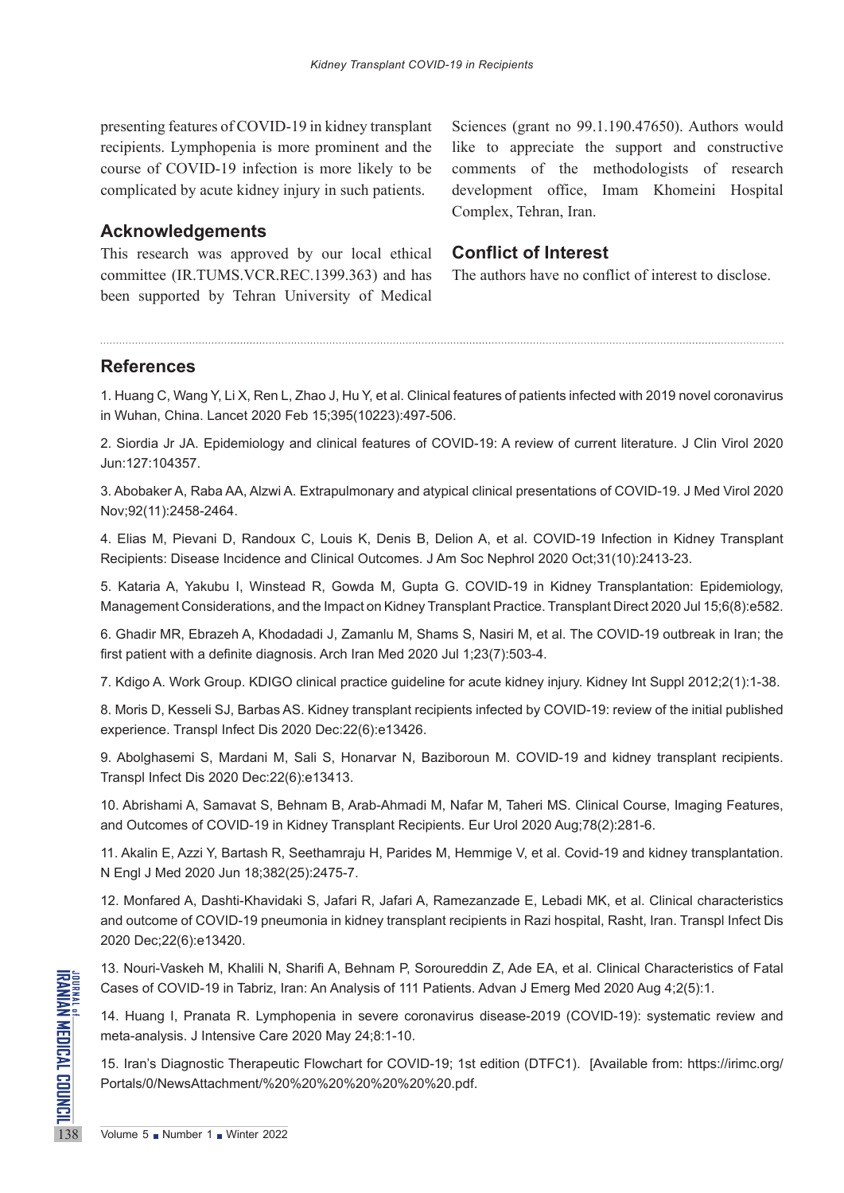presenting features of COVID-19 in kidney transplant recipients. Lymphopenia is more prominent and the course of COVID-19 infection is more likely to be complicated by acute kidney injury in such patients.

## Acknowledgements

This research was approved by our local ethical committee (IR.TUMS.VCR.REC.1399.363) and has been supported by Tehran University of Medical Sciences (grant no 99.1.190.47650). Authors would like to appreciate the support and constructive comments of the methodologists of research development office, Imam Khomeini Hospital Complex, Tehran, Iran.

## Conflict of Interest

The authors have no conflict of interest to disclose.

## References

1. Huang C, Wang Y, Li X, Ren L, Zhao J, Hu Y, et al. Clinical features of patients infected with 2019 novel coronavirus in Wuhan, China. Lancet 2020 Feb 15;395(10223):497-506.

2. Siordia Jr JA. Epidemiology and clinical features of COVID-19: A review of current literature. J Clin Virol 2020 Jun:127:104357.

3. Abobaker A, Raba AA, Alzwi A. Extrapulmonary and atypical clinical presentations of COVID-19. J Med Virol 2020 Nov;92(11):2458-2464.

4. Elias M, Pievani D, Randoux C, Louis K, Denis B, Delion A, et al. COVID-19 Infection in Kidney Transplant Recipients: Disease Incidence and Clinical Outcomes. J Am Soc Nephrol 2020 Oct;31(10):2413-23.

5. Kataria A, Yakubu I, Winstead R, Gowda M, Gupta G. COVID-19 in Kidney Transplantation: Epidemiology, Management Considerations, and the Impact on Kidney Transplant Practice. Transplant Direct 2020 Jul 15;6(8):e582.

6. Ghadir MR, Ebrazeh A, Khodadadi J, Zamanlu M, Shams S, Nasiri M, et al. The COVID-19 outbreak in Iran; the first patient with a definite diagnosis. Arch Iran Med 2020 Jul 1;23(7):503-4.

7. Kdigo A. Work Group. KDIGO clinical practice guideline for acute kidney injury. Kidney Int Suppl 2012;2(1):1-38.

8. Moris D, Kesseli SJ, Barbas AS. Kidney transplant recipients infected by COVID-19: review of the initial published experience. Transpl Infect Dis 2020 Dec:22(6):e13426.

9. Abolghasemi S, Mardani M, Sali S, Honarvar N, Baziboroun M. COVID-19 and kidney transplant recipients. Transpl Infect Dis 2020 Dec:22(6):e13413.

10. Abrishami A, Samavat S, Behnam B, Arab-Ahmadi M, Nafar M, Taheri MS. Clinical Course, Imaging Features, and Outcomes of COVID-19 in Kidney Transplant Recipients. Eur Urol 2020 Aug;78(2):281-6.

11. Akalin E, Azzi Y, Bartash R, Seethamraju H, Parides M, Hemmige V, et al. Covid-19 and kidney transplantation. N Engl J Med 2020 Jun 18;382(25):2475-7.

12. Monfared A, Dashti-Khavidaki S, Jafari R, Jafari A, Ramezanzade E, Lebadi MK, et al. Clinical characteristics and outcome of COVID-19 pneumonia in kidney transplant recipients in Razi hospital, Rasht, Iran. Transpl Infect Dis 2020 Dec;22(6):e13420.

13. Nouri-Vaskeh M, Khalili N, Sharifi A, Behnam P, Soroureddin Z, Ade EA, et al. Clinical Characteristics of Fatal Cases of COVID-19 in Tabriz, Iran: An Analysis of 111 Patients. Advan J Emerg Med 2020 Aug 4;2(5):1.

14. Huang I, Pranata R. Lymphopenia in severe coronavirus disease-2019 (COVID-19): systematic review and meta-analysis. J Intensive Care 2020 May 24;8:1-10.

15. Iran's Diagnostic Therapeutic Flowchart for COVID-19; 1st edition (DTFC1). [Available from: https://irimc.org/Portals/0/NewsAttachment/%20%20%20%20%20%20%20.pdf.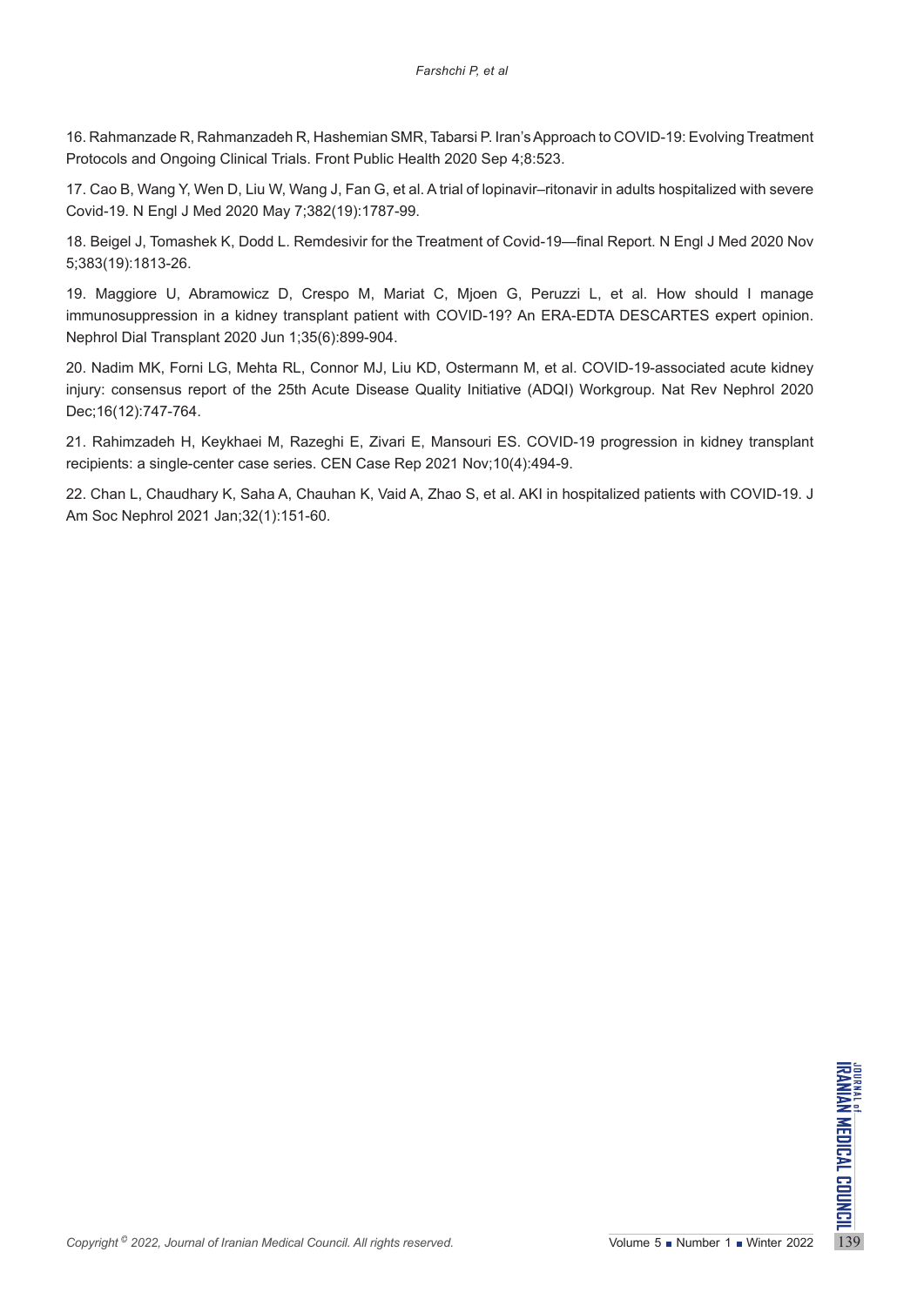16. Rahmanzade R, Rahmanzadeh R, Hashemian SMR, Tabarsi P. Iran's Approach to COVID-19: Evolving Treatment Protocols and Ongoing Clinical Trials. Front Public Health 2020 Sep 4;8:523.

17. Cao B, Wang Y, Wen D, Liu W, Wang J, Fan G, et al. A trial of lopinavir–ritonavir in adults hospitalized with severe Covid-19. N Engl J Med 2020 May 7;382(19):1787-99.

18. Beigel J, Tomashek K, Dodd L. Remdesivir for the Treatment of Covid-19—final Report. N Engl J Med 2020 Nov 5;383(19):1813-26.

19. Maggiore U, Abramowicz D, Crespo M, Mariat C, Mjoen G, Peruzzi L, et al. How should I manage immunosuppression in a kidney transplant patient with COVID-19? An ERA-EDTA DESCARTES expert opinion. Nephrol Dial Transplant 2020 Jun 1;35(6):899-904.

20. Nadim MK, Forni LG, Mehta RL, Connor MJ, Liu KD, Ostermann M, et al. COVID-19-associated acute kidney injury: consensus report of the 25th Acute Disease Quality Initiative (ADQI) Workgroup. Nat Rev Nephrol 2020 Dec;16(12):747-764.

21. Rahimzadeh H, Keykhaei M, Razeghi E, Zivari E, Mansouri ES. COVID-19 progression in kidney transplant recipients: a single-center case series. CEN Case Rep 2021 Nov;10(4):494-9.

22. Chan L, Chaudhary K, Saha A, Chauhan K, Vaid A, Zhao S, et al. AKI in hospitalized patients with COVID-19. J Am Soc Nephrol 2021 Jan;32(1):151-60.